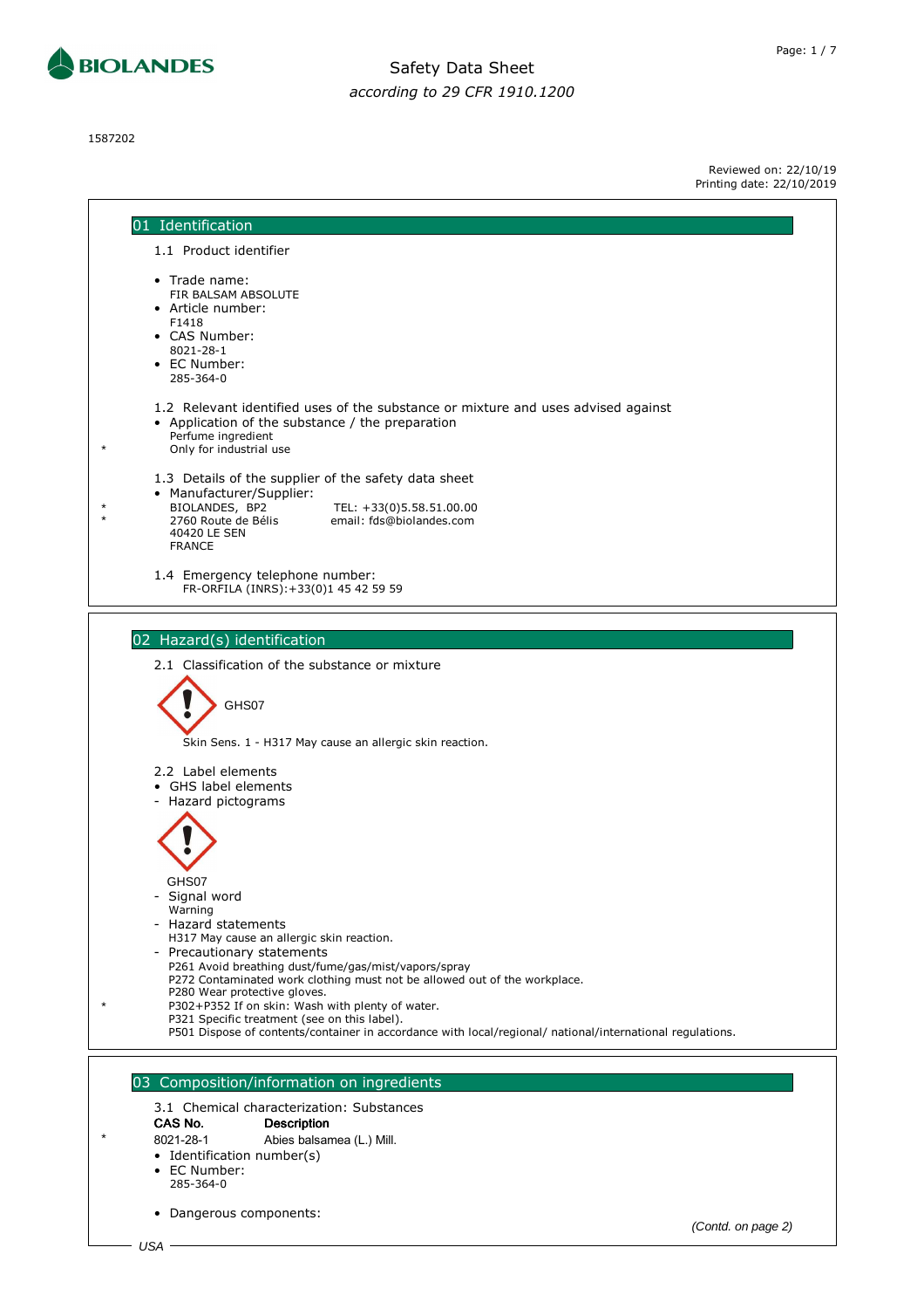BIOLANDES

# Safety Data Sheet

*according to 29 CFR 1910.1200*

1587202

Reviewed on: 22/10/19
Printing date: 22/10/2019

## 01 Identification

### 1.1 Product identifier

- Trade name:
  FIR BALSAM ABSOLUTE
- Article number:
  F1418
- CAS Number:
  8021-28-1
- EC Number:
  285-364-0

### 1.2 Relevant identified uses of the substance or mixture and uses advised against

- Application of the substance / the preparation
  Perfume ingredient
  \* Only for industrial use

### 1.3 Details of the supplier of the safety data sheet

- Manufacturer/Supplier:
  \* BIOLANDES, BP2 — TEL: +33(0)5.58.51.00.00
  \* 2760 Route de Bélis — email: fds@biolandes.com
  40420 LE SEN
  FRANCE

### 1.4 Emergency telephone number:

FR-ORFILA (INRS):+33(0)1 45 42 59 59

## 02 Hazard(s) identification

### 2.1 Classification of the substance or mixture

GHS07

Skin Sens. 1 - H317 May cause an allergic skin reaction.

### 2.2 Label elements

- GHS label elements
- Hazard pictograms

GHS07

- Signal word
  Warning
- Hazard statements
  H317 May cause an allergic skin reaction.
- Precautionary statements
  P261 Avoid breathing dust/fume/gas/mist/vapors/spray
  P272 Contaminated work clothing must not be allowed out of the workplace.
  P280 Wear protective gloves.
  \* P302+P352 If on skin: Wash with plenty of water.
  P321 Specific treatment (see on this label).
  P501 Dispose of contents/container in accordance with local/regional/ national/international regulations.

## 03 Composition/information on ingredients

### 3.1 Chemical characterization: Substances

| CAS No. | Description |
|---|---|
| \* 8021-28-1 | Abies balsamea (L.) Mill. |

- Identification number(s)
- EC Number:
  285-364-0
- Dangerous components:

*(Contd. on page 2)*

USA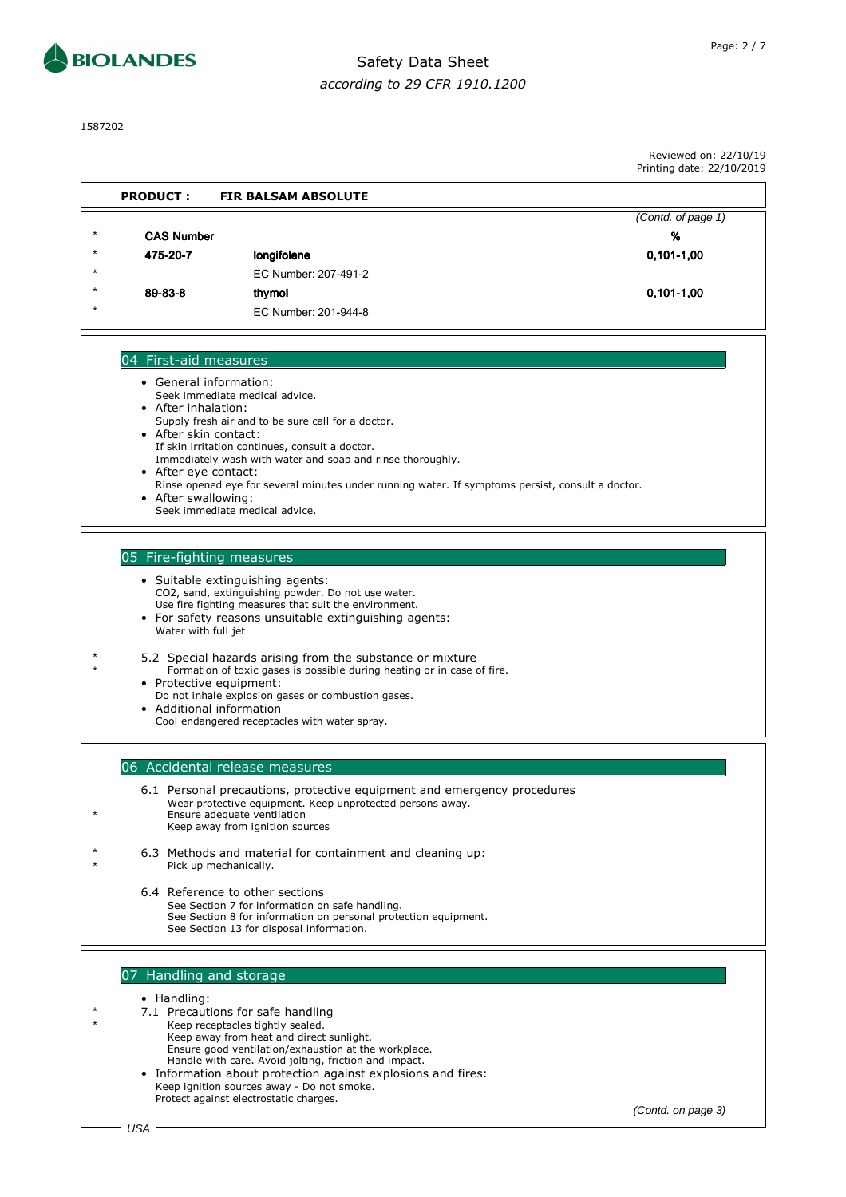1587202

Reviewed on: 22/10/19
Printing date: 22/10/2019

**PRODUCT : FIR BALSAM ABSOLUTE**

*(Contd. of page 1)*

| | CAS Number | | % |
|---|---|---|---|
| * | **475-20-7** | **longifolene** | **0,101-1,00** |
| * | | EC Number: 207-491-2 | |
| * | **89-83-8** | **thymol** | **0,101-1,00** |
| * | | EC Number: 201-944-8 | |

## 04 First-aid measures

- General information:
  Seek immediate medical advice.
- After inhalation:
  Supply fresh air and to be sure call for a doctor.
- After skin contact:
  If skin irritation continues, consult a doctor.
  Immediately wash with water and soap and rinse thoroughly.
- After eye contact:
  Rinse opened eye for several minutes under running water. If symptoms persist, consult a doctor.
- After swallowing:
  Seek immediate medical advice.

## 05 Fire-fighting measures

- Suitable extinguishing agents:
  $CO_2$, sand, extinguishing powder. Do not use water.
  Use fire fighting measures that suit the environment.
- For safety reasons unsuitable extinguishing agents:
  Water with full jet

\* 5.2 Special hazards arising from the substance or mixture
\* Formation of toxic gases is possible during heating or in case of fire.

- Protective equipment:
  Do not inhale explosion gases or combustion gases.
- Additional information
  Cool endangered receptacles with water spray.

## 06 Accidental release measures

6.1 Personal precautions, protective equipment and emergency procedures
Wear protective equipment. Keep unprotected persons away.
\* Ensure adequate ventilation
Keep away from ignition sources

\* 6.3 Methods and material for containment and cleaning up:
\* Pick up mechanically.

6.4 Reference to other sections
See Section 7 for information on safe handling.
See Section 8 for information on personal protection equipment.
See Section 13 for disposal information.

## 07 Handling and storage

- Handling:

\* 7.1 Precautions for safe handling
\* Keep receptacles tightly sealed.
Keep away from heat and direct sunlight.
Ensure good ventilation/exhaustion at the workplace.
Handle with care. Avoid jolting, friction and impact.

- Information about protection against explosions and fires:
  Keep ignition sources away - Do not smoke.
  Protect against electrostatic charges.

*(Contd. on page 3)*

USA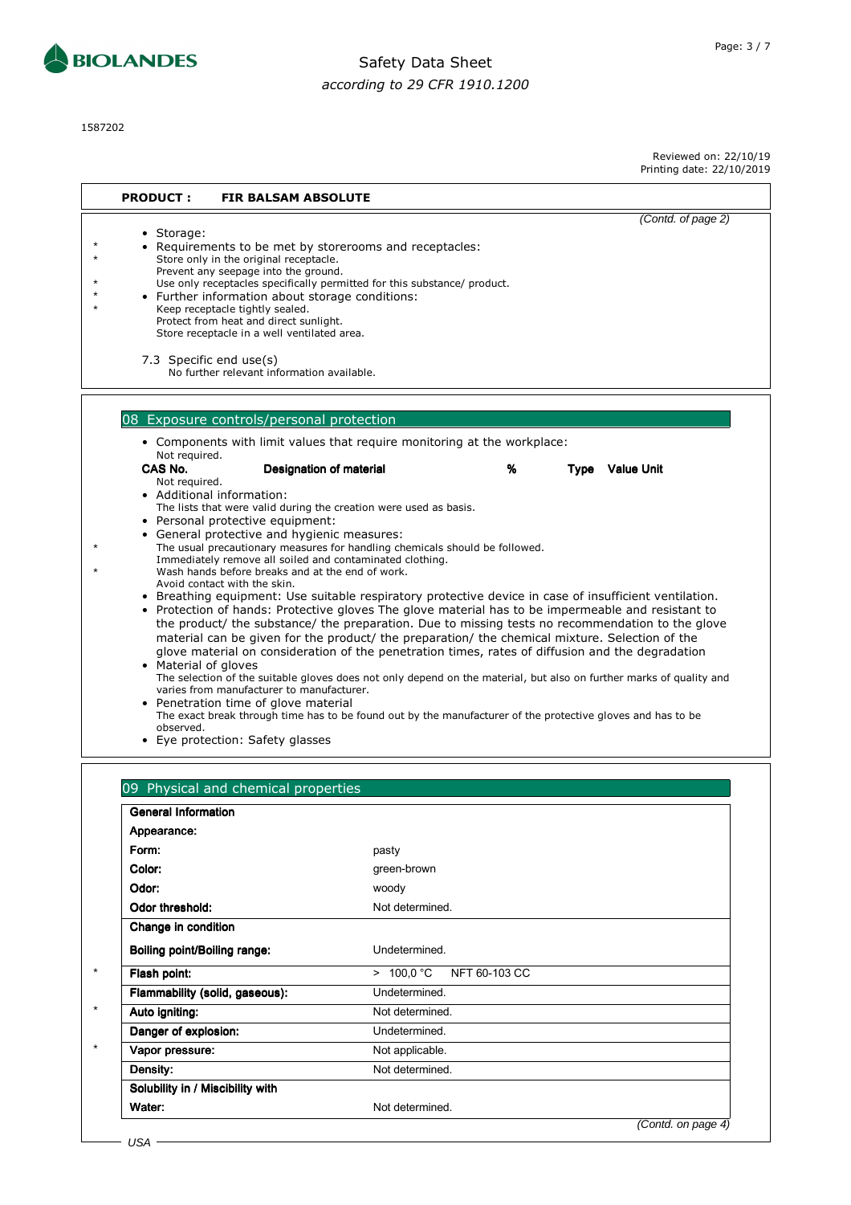1587202

Reviewed on: 22/10/19
Printing date: 22/10/2019

**PRODUCT : FIR BALSAM ABSOLUTE**

*(Contd. of page 2)*

- Storage:
- Requirements to be met by storerooms and receptacles:
  Store only in the original receptacle.
  Prevent any seepage into the ground.
  Use only receptacles specifically permitted for this substance/ product.
- Further information about storage conditions:
  Keep receptacle tightly sealed.
  Protect from heat and direct sunlight.
  Store receptacle in a well ventilated area.

7.3 Specific end use(s)
No further relevant information available.

## 08 Exposure controls/personal protection

- Components with limit values that require monitoring at the workplace:
  Not required.

| CAS No. | Designation of material | % | Type | Value Unit |
|---|---|---|---|---|
| Not required. | | | | |

- Additional information:
  The lists that were valid during the creation were used as basis.
- Personal protective equipment:
- General protective and hygienic measures:
  The usual precautionary measures for handling chemicals should be followed.
  Immediately remove all soiled and contaminated clothing.
  Wash hands before breaks and at the end of work.
  Avoid contact with the skin.
- Breathing equipment: Use suitable respiratory protective device in case of insufficient ventilation.
- Protection of hands: Protective gloves The glove material has to be impermeable and resistant to the product/ the substance/ the preparation. Due to missing tests no recommendation to the glove material can be given for the product/ the preparation/ the chemical mixture. Selection of the glove material on consideration of the penetration times, rates of diffusion and the degradation
- Material of gloves
  The selection of the suitable gloves does not only depend on the material, but also on further marks of quality and varies from manufacturer to manufacturer.
- Penetration time of glove material
  The exact break through time has to be found out by the manufacturer of the protective gloves and has to be observed.
- Eye protection: Safety glasses

## 09 Physical and chemical properties

| **General Information** | |
|---|---|
| **Appearance:** | |
| **Form:** | pasty |
| **Color:** | green-brown |
| **Odor:** | woody |
| **Odor threshold:** | Not determined. |
| **Change in condition** | |
| **Boiling point/Boiling range:** | Undetermined. |
| **Flash point:** | > 100,0 °C NFT 60-103 CC |
| **Flammability (solid, gaseous):** | Undetermined. |
| **Auto igniting:** | Not determined. |
| **Danger of explosion:** | Undetermined. |
| **Vapor pressure:** | Not applicable. |
| **Density:** | Not determined. |
| **Solubility in / Miscibility with** | |
| **Water:** | Not determined. |

*(Contd. on page 4)*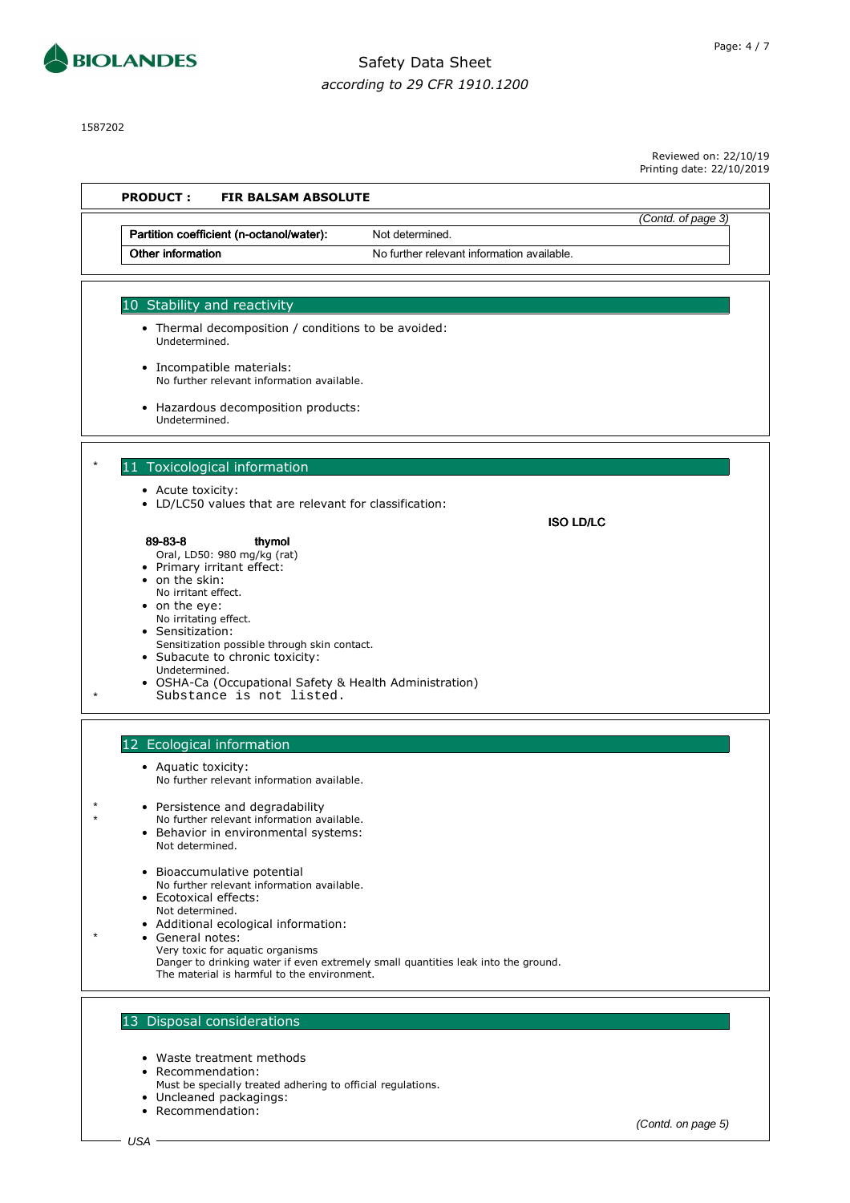1587202

Reviewed on: 22/10/19
Printing date: 22/10/2019

**PRODUCT : FIR BALSAM ABSOLUTE**

*(Contd. of page 3)*

| | |
|---|---|
| **Partition coefficient (n-octanol/water):** | Not determined. |
| **Other information** | No further relevant information available. |

## 10 Stability and reactivity

- Thermal decomposition / conditions to be avoided:
  Undetermined.
- Incompatible materials:
  No further relevant information available.
- Hazardous decomposition products:
  Undetermined.

## 11 Toxicological information

- Acute toxicity:
- LD/LC50 values that are relevant for classification:

**ISO LD/LC**

**89-83-8** **thymol**
Oral, LD50: 980 mg/kg (rat)

- Primary irritant effect:
- on the skin:
  No irritant effect.
- on the eye:
  No irritating effect.
- Sensitization:
  Sensitization possible through skin contact.
- Subacute to chronic toxicity:
  Undetermined.
- OSHA-Ca (Occupational Safety & Health Administration)
  Substance is not listed.

## 12 Ecological information

- Aquatic toxicity:
  No further relevant information available.
- Persistence and degradability
  No further relevant information available.
- Behavior in environmental systems:
  Not determined.
- Bioaccumulative potential
  No further relevant information available.
- Ecotoxical effects:
  Not determined.
- Additional ecological information:
- General notes:
  Very toxic for aquatic organisms
  Danger to drinking water if even extremely small quantities leak into the ground.
  The material is harmful to the environment.

## 13 Disposal considerations

- Waste treatment methods
- Recommendation:
  Must be specially treated adhering to official regulations.
- Uncleaned packagings:
- Recommendation:

*(Contd. on page 5)*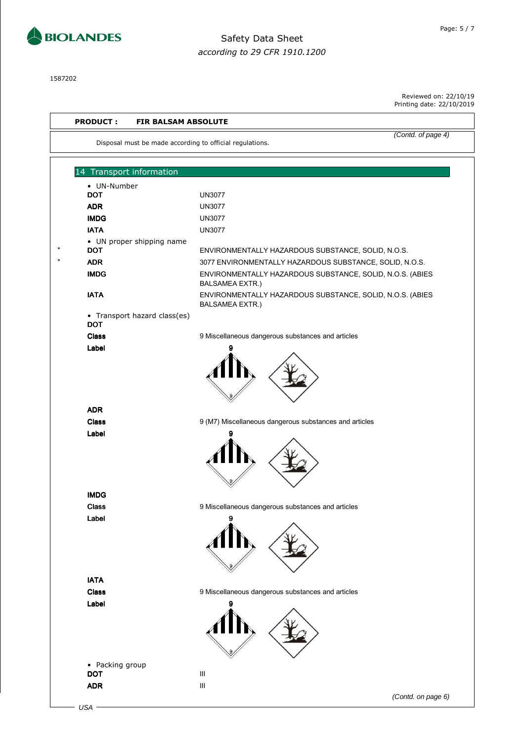**PRODUCT : FIR BALSAM ABSOLUTE**

*(Contd. of page 4)*

Disposal must be made according to official regulations.

## 14 Transport information

- UN-Number

| | |
|---|---|
| **DOT** | UN3077 |
| **ADR** | UN3077 |
| **IMDG** | UN3077 |
| **IATA** | UN3077 |

- UN proper shipping name

| | |
|---|---|
| * **DOT** | ENVIRONMENTALLY HAZARDOUS SUBSTANCE, SOLID, N.O.S. |
| * **ADR** | 3077 ENVIRONMENTALLY HAZARDOUS SUBSTANCE, SOLID, N.O.S. |
| **IMDG** | ENVIRONMENTALLY HAZARDOUS SUBSTANCE, SOLID, N.O.S. (ABIES BALSAMEA EXTR.) |
| **IATA** | ENVIRONMENTALLY HAZARDOUS SUBSTANCE, SOLID, N.O.S. (ABIES BALSAMEA EXTR.) |

- Transport hazard class(es)

**DOT**

| | |
|---|---|
| **Class** | 9 Miscellaneous dangerous substances and articles |
| **Label** | 9 |

**ADR**

| | |
|---|---|
| **Class** | 9 (M7) Miscellaneous dangerous substances and articles |
| **Label** | 9 |

**IMDG**

| | |
|---|---|
| **Class** | 9 Miscellaneous dangerous substances and articles |
| **Label** | 9 |

**IATA**

| | |
|---|---|
| **Class** | 9 Miscellaneous dangerous substances and articles |
| **Label** | 9 |

- Packing group

| | |
|---|---|
| **DOT** | III |
| **ADR** | III |

*(Contd. on page 6)*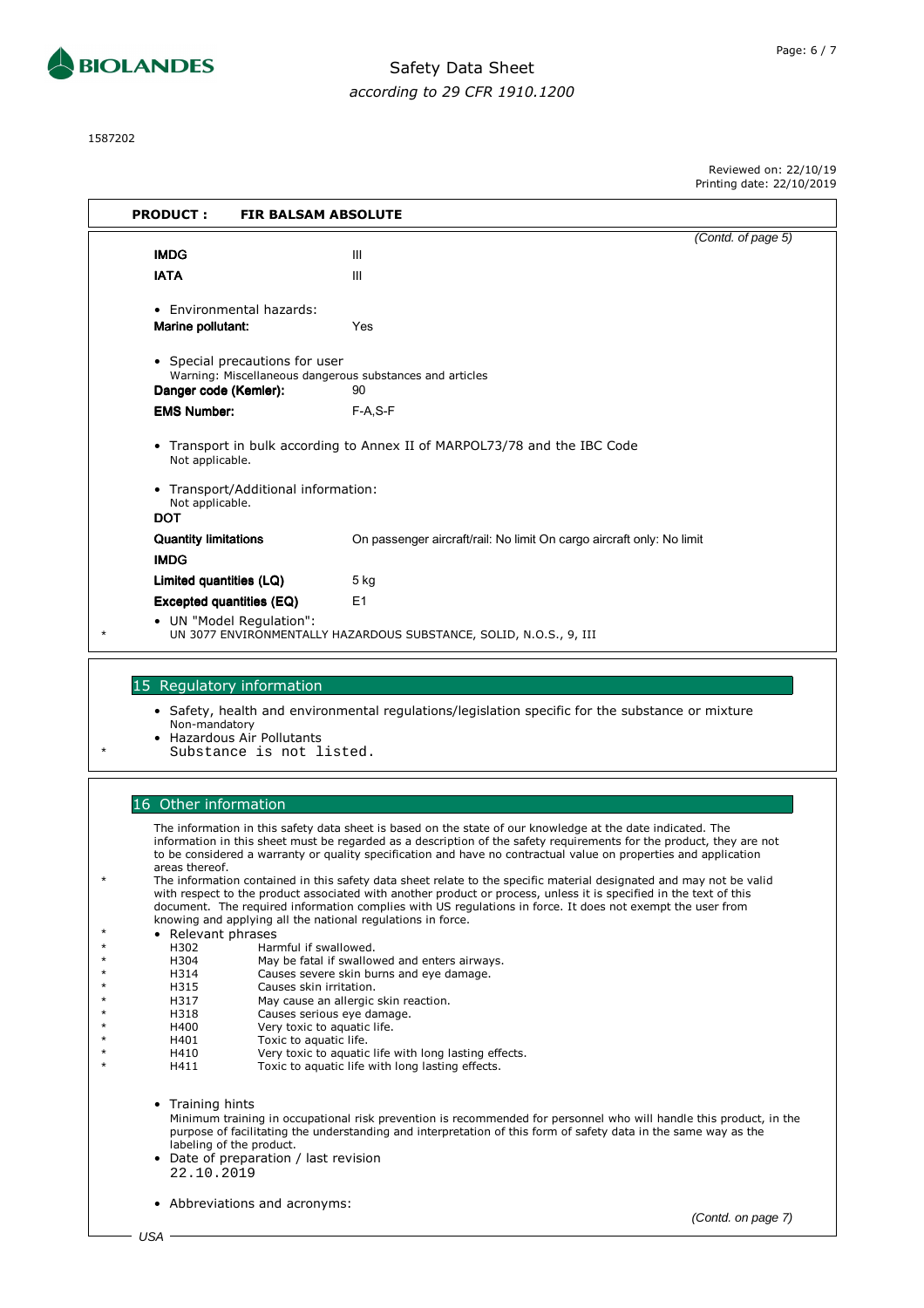1587202

Reviewed on: 22/10/19
Printing date: 22/10/2019

**PRODUCT : FIR BALSAM ABSOLUTE**

*(Contd. of page 5)*

| | |
|---|---|
| **IMDG** | III |
| **IATA** | III |

- Environmental hazards:

| | |
|---|---|
| **Marine pollutant:** | Yes |

- Special precautions for user
  Warning: Miscellaneous dangerous substances and articles

| | |
|---|---|
| **Danger code (Kemler):** | 90 |
| **EMS Number:** | F-A,S-F |

- Transport in bulk according to Annex II of MARPOL73/78 and the IBC Code
  Not applicable.

- Transport/Additional information:
  Not applicable.

**DOT**

| | |
|---|---|
| **Quantity limitations** | On passenger aircraft/rail: No limit On cargo aircraft only: No limit |

**IMDG**

| | |
|---|---|
| **Limited quantities (LQ)** | 5 kg |
| **Excepted quantities (EQ)** | E1 |

- UN "Model Regulation":
  UN 3077 ENVIRONMENTALLY HAZARDOUS SUBSTANCE, SOLID, N.O.S., 9, III

## 15 Regulatory information

- Safety, health and environmental regulations/legislation specific for the substance or mixture
  Non-mandatory
- Hazardous Air Pollutants
  Substance is not listed.

## 16 Other information

The information in this safety data sheet is based on the state of our knowledge at the date indicated. The information in this sheet must be regarded as a description of the safety requirements for the product, they are not to be considered a warranty or quality specification and have no contractual value on properties and application areas thereof.

The information contained in this safety data sheet relate to the specific material designated and may not be valid with respect to the product associated with another product or process, unless it is specified in the text of this document. The required information complies with US regulations in force. It does not exempt the user from knowing and applying all the national regulations in force.

- Relevant phrases

| | |
|---|---|
| H302 | Harmful if swallowed. |
| H304 | May be fatal if swallowed and enters airways. |
| H314 | Causes severe skin burns and eye damage. |
| H315 | Causes skin irritation. |
| H317 | May cause an allergic skin reaction. |
| H318 | Causes serious eye damage. |
| H400 | Very toxic to aquatic life. |
| H401 | Toxic to aquatic life. |
| H410 | Very toxic to aquatic life with long lasting effects. |
| H411 | Toxic to aquatic life with long lasting effects. |

- Training hints
  Minimum training in occupational risk prevention is recommended for personnel who will handle this product, in the purpose of facilitating the understanding and interpretation of this form of safety data in the same way as the labeling of the product.
- Date of preparation / last revision
  22.10.2019

- Abbreviations and acronyms:

*(Contd. on page 7)*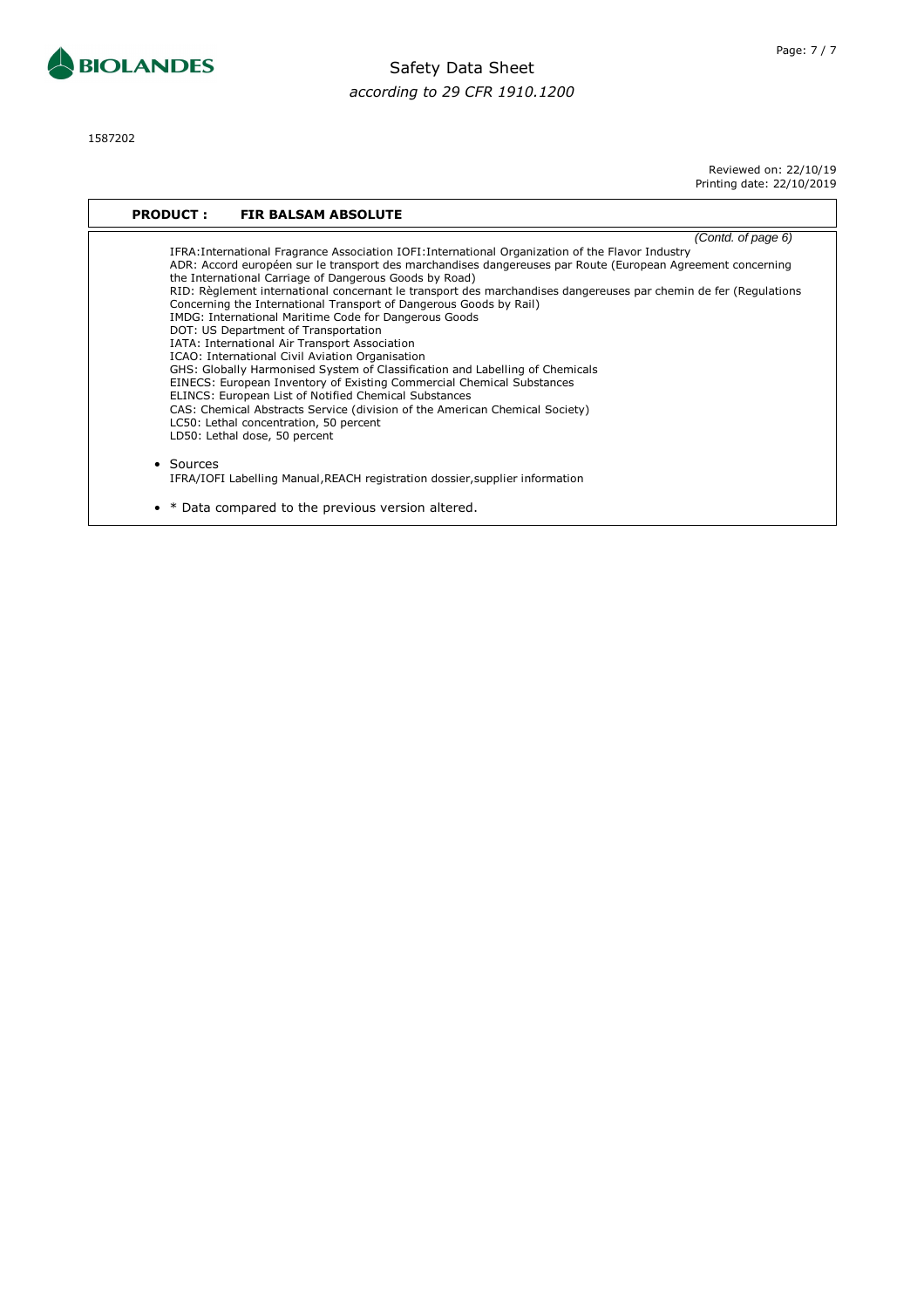1587202

Reviewed on: 22/10/19
Printing date: 22/10/2019

**PRODUCT : FIR BALSAM ABSOLUTE**

*(Contd. of page 6)*

IFRA:International Fragrance Association IOFI:International Organization of the Flavor Industry
ADR: Accord européen sur le transport des marchandises dangereuses par Route (European Agreement concerning the International Carriage of Dangerous Goods by Road)
RID: Règlement international concernant le transport des marchandises dangereuses par chemin de fer (Regulations Concerning the International Transport of Dangerous Goods by Rail)
IMDG: International Maritime Code for Dangerous Goods
DOT: US Department of Transportation
IATA: International Air Transport Association
ICAO: International Civil Aviation Organisation
GHS: Globally Harmonised System of Classification and Labelling of Chemicals
EINECS: European Inventory of Existing Commercial Chemical Substances
ELINCS: European List of Notified Chemical Substances
CAS: Chemical Abstracts Service (division of the American Chemical Society)
LC50: Lethal concentration, 50 percent
LD50: Lethal dose, 50 percent

- Sources
  IFRA/IOFI Labelling Manual,REACH registration dossier,supplier information
- * Data compared to the previous version altered.